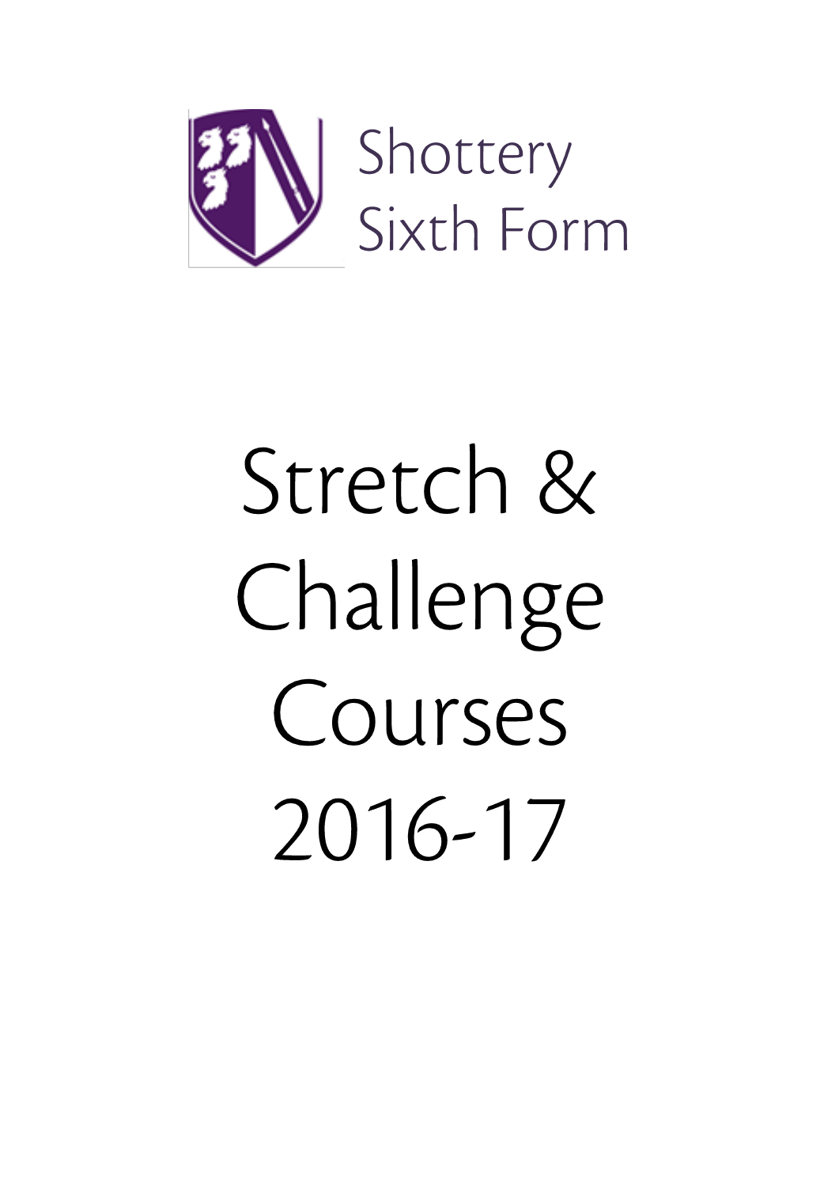Shottery Sixth Form

# Stretch & Challenge Courses 2016-17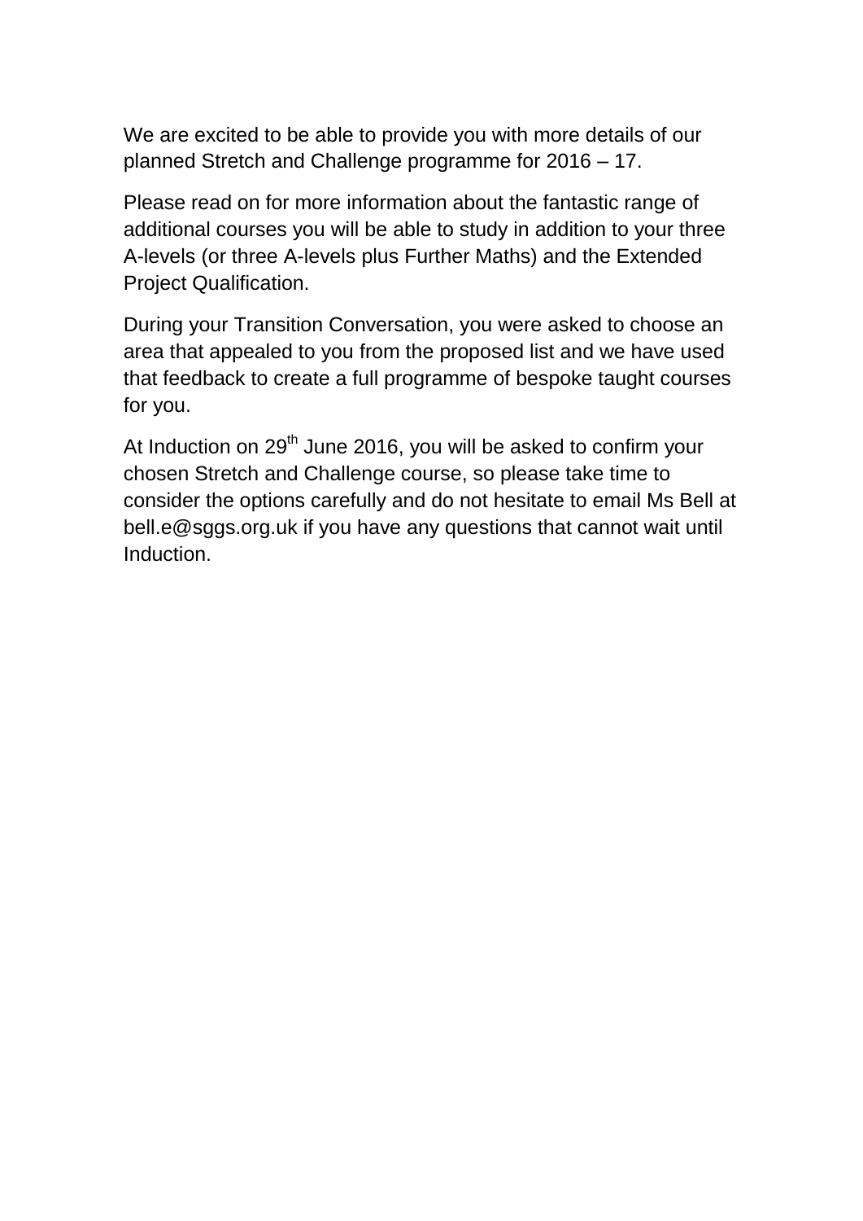We are excited to be able to provide you with more details of our planned Stretch and Challenge programme for 2016 – 17.

Please read on for more information about the fantastic range of additional courses you will be able to study in addition to your three A-levels (or three A-levels plus Further Maths) and the Extended Project Qualification.

During your Transition Conversation, you were asked to choose an area that appealed to you from the proposed list and we have used that feedback to create a full programme of bespoke taught courses for you.

At Induction on 29th June 2016, you will be asked to confirm your chosen Stretch and Challenge course, so please take time to consider the options carefully and do not hesitate to email Ms Bell at bell.e@sggs.org.uk if you have any questions that cannot wait until Induction.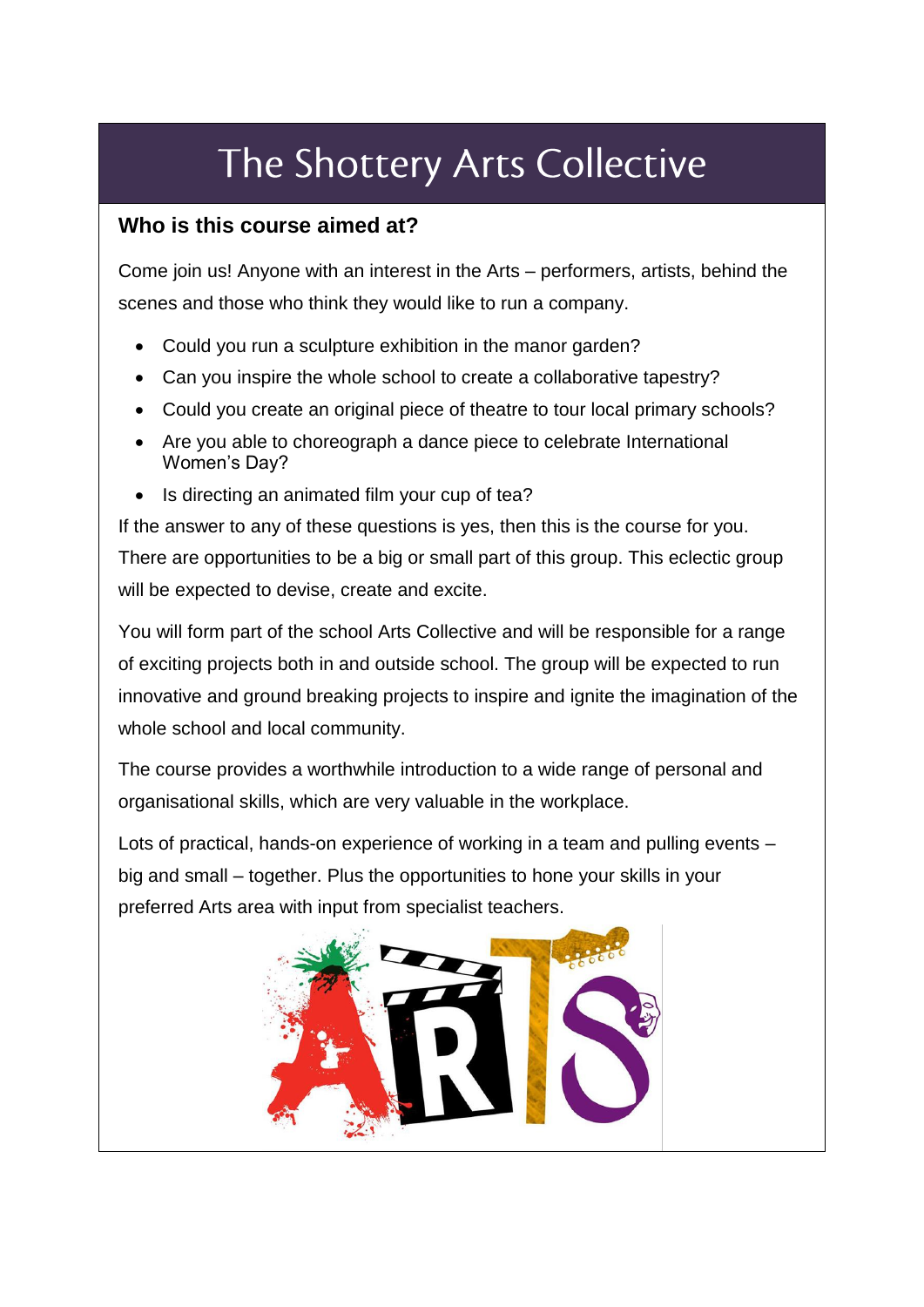# The Shottery Arts Collective

## Who is this course aimed at?

Come join us! Anyone with an interest in the Arts – performers, artists, behind the scenes and those who think they would like to run a company.

- Could you run a sculpture exhibition in the manor garden?
- Can you inspire the whole school to create a collaborative tapestry?
- Could you create an original piece of theatre to tour local primary schools?
- Are you able to choreograph a dance piece to celebrate International Women's Day?
- Is directing an animated film your cup of tea?

If the answer to any of these questions is yes, then this is the course for you. There are opportunities to be a big or small part of this group. This eclectic group will be expected to devise, create and excite.

You will form part of the school Arts Collective and will be responsible for a range of exciting projects both in and outside school. The group will be expected to run innovative and ground breaking projects to inspire and ignite the imagination of the whole school and local community.

The course provides a worthwhile introduction to a wide range of personal and organisational skills, which are very valuable in the workplace.

Lots of practical, hands-on experience of working in a team and pulling events – big and small – together. Plus the opportunities to hone your skills in your preferred Arts area with input from specialist teachers.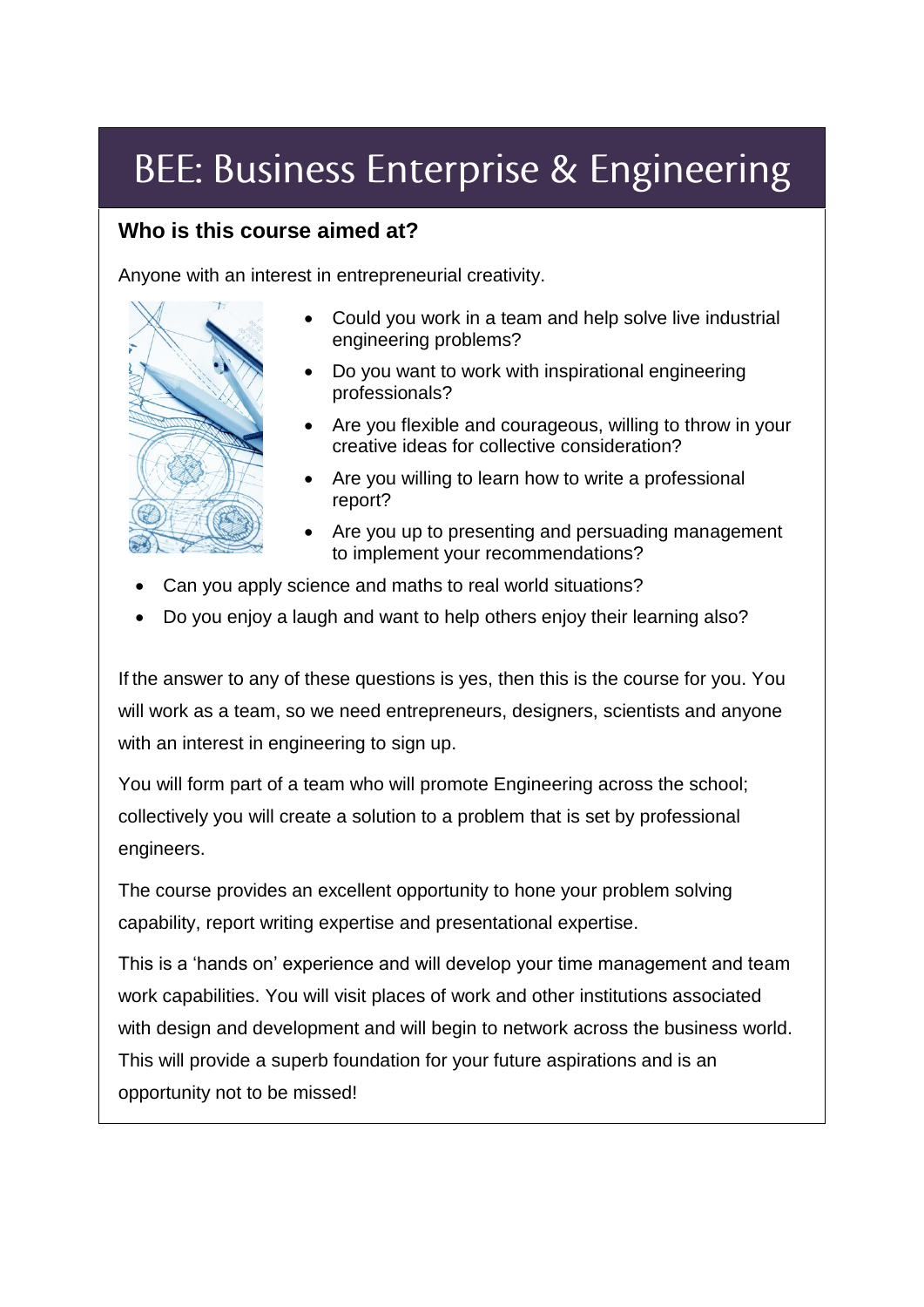# BEE: Business Enterprise & Engineering

## Who is this course aimed at?

Anyone with an interest in entrepreneurial creativity.

- Could you work in a team and help solve live industrial engineering problems?
- Do you want to work with inspirational engineering professionals?
- Are you flexible and courageous, willing to throw in your creative ideas for collective consideration?
- Are you willing to learn how to write a professional report?
- Are you up to presenting and persuading management to implement your recommendations?
- Can you apply science and maths to real world situations?
- Do you enjoy a laugh and want to help others enjoy their learning also?

If the answer to any of these questions is yes, then this is the course for you. You will work as a team, so we need entrepreneurs, designers, scientists and anyone with an interest in engineering to sign up.

You will form part of a team who will promote Engineering across the school; collectively you will create a solution to a problem that is set by professional engineers.

The course provides an excellent opportunity to hone your problem solving capability, report writing expertise and presentational expertise.

This is a 'hands on' experience and will develop your time management and team work capabilities. You will visit places of work and other institutions associated with design and development and will begin to network across the business world. This will provide a superb foundation for your future aspirations and is an opportunity not to be missed!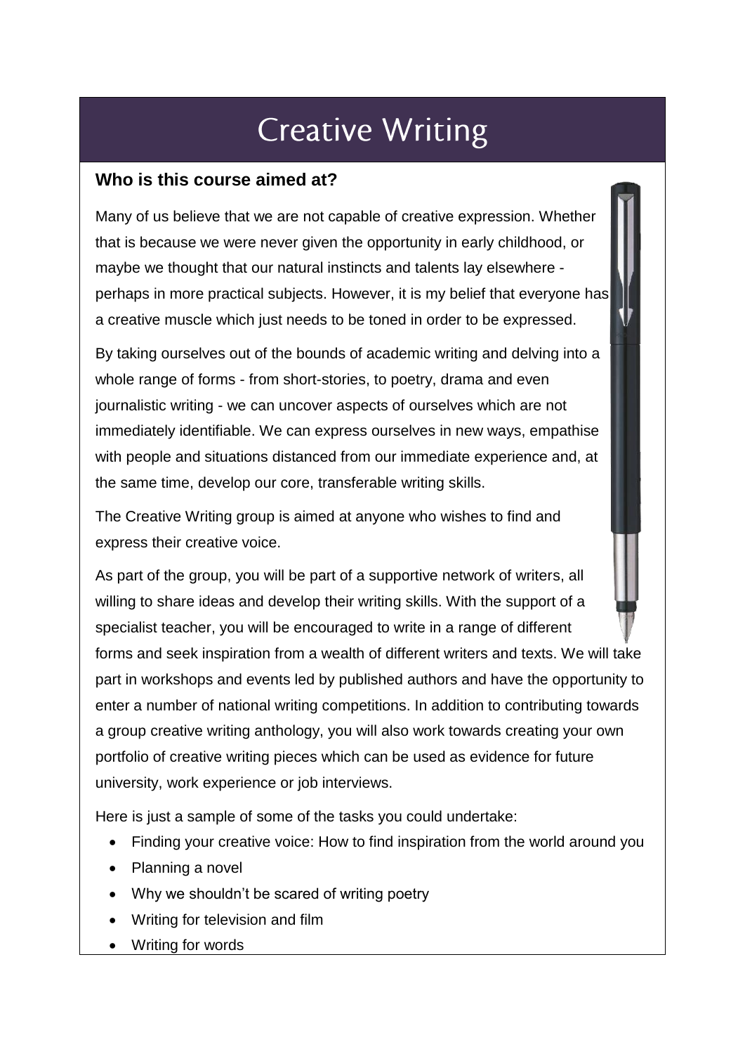# Creative Writing

## Who is this course aimed at?

Many of us believe that we are not capable of creative expression. Whether that is because we were never given the opportunity in early childhood, or maybe we thought that our natural instincts and talents lay elsewhere - perhaps in more practical subjects. However, it is my belief that everyone has a creative muscle which just needs to be toned in order to be expressed.

By taking ourselves out of the bounds of academic writing and delving into a whole range of forms - from short-stories, to poetry, drama and even journalistic writing - we can uncover aspects of ourselves which are not immediately identifiable. We can express ourselves in new ways, empathise with people and situations distanced from our immediate experience and, at the same time, develop our core, transferable writing skills.

The Creative Writing group is aimed at anyone who wishes to find and express their creative voice.

As part of the group, you will be part of a supportive network of writers, all willing to share ideas and develop their writing skills. With the support of a specialist teacher, you will be encouraged to write in a range of different forms and seek inspiration from a wealth of different writers and texts. We will take part in workshops and events led by published authors and have the opportunity to enter a number of national writing competitions. In addition to contributing towards a group creative writing anthology, you will also work towards creating your own portfolio of creative writing pieces which can be used as evidence for future university, work experience or job interviews.

Here is just a sample of some of the tasks you could undertake:

- Finding your creative voice: How to find inspiration from the world around you
- Planning a novel
- Why we shouldn't be scared of writing poetry
- Writing for television and film
- Writing for words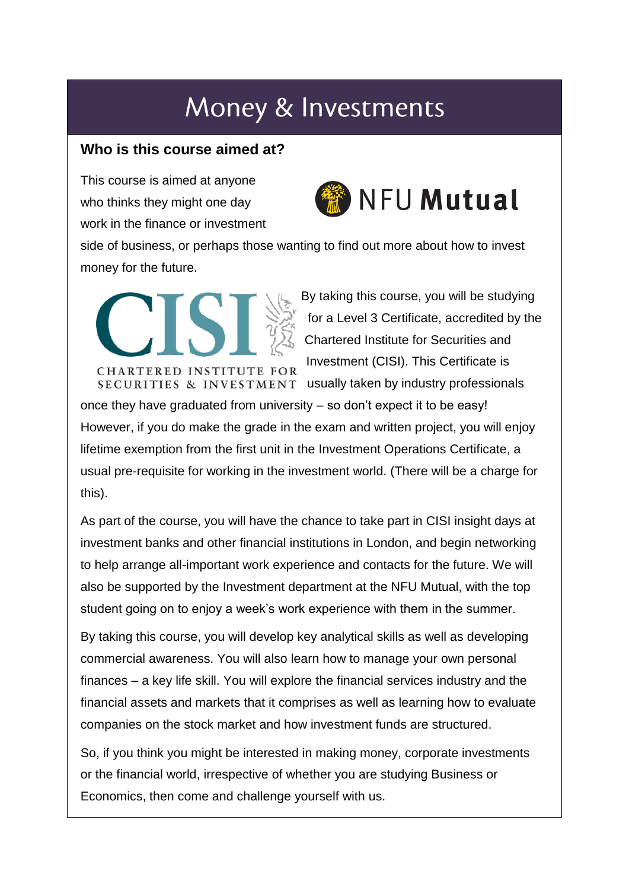# Money & Investments

### Who is this course aimed at?

This course is aimed at anyone who thinks they might one day work in the finance or investment side of business, or perhaps those wanting to find out more about how to invest money for the future.

By taking this course, you will be studying for a Level 3 Certificate, accredited by the Chartered Institute for Securities and Investment (CISI). This Certificate is usually taken by industry professionals once they have graduated from university – so don't expect it to be easy! However, if you do make the grade in the exam and written project, you will enjoy lifetime exemption from the first unit in the Investment Operations Certificate, a usual pre-requisite for working in the investment world. (There will be a charge for this).

As part of the course, you will have the chance to take part in CISI insight days at investment banks and other financial institutions in London, and begin networking to help arrange all-important work experience and contacts for the future. We will also be supported by the Investment department at the NFU Mutual, with the top student going on to enjoy a week's work experience with them in the summer.

By taking this course, you will develop key analytical skills as well as developing commercial awareness. You will also learn how to manage your own personal finances – a key life skill. You will explore the financial services industry and the financial assets and markets that it comprises as well as learning how to evaluate companies on the stock market and how investment funds are structured.

So, if you think you might be interested in making money, corporate investments or the financial world, irrespective of whether you are studying Business or Economics, then come and challenge yourself with us.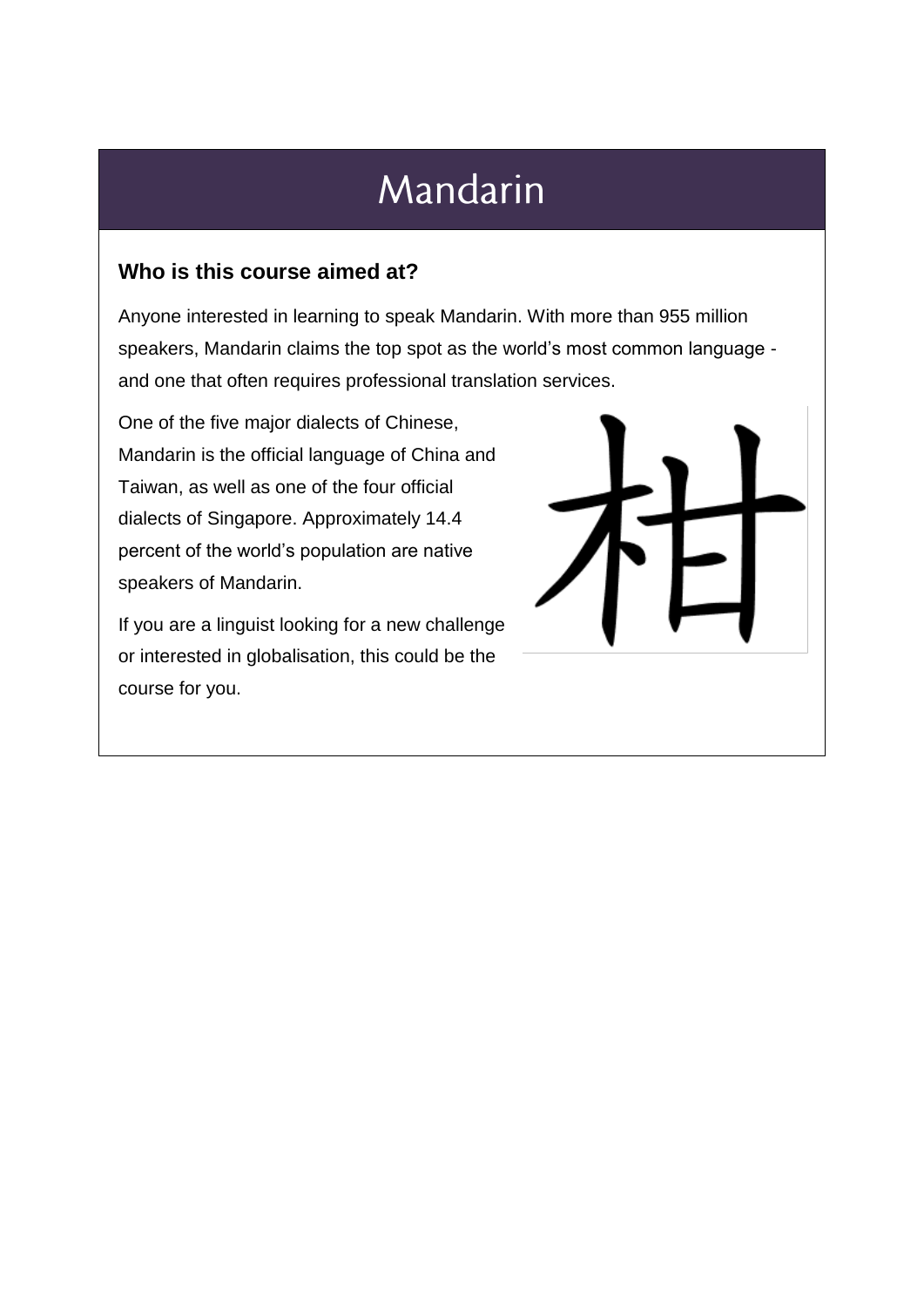# Mandarin

### Who is this course aimed at?

Anyone interested in learning to speak Mandarin. With more than 955 million speakers, Mandarin claims the top spot as the world's most common language - and one that often requires professional translation services.

One of the five major dialects of Chinese, Mandarin is the official language of China and Taiwan, as well as one of the four official dialects of Singapore. Approximately 14.4 percent of the world's population are native speakers of Mandarin.

If you are a linguist looking for a new challenge or interested in globalisation, this could be the course for you.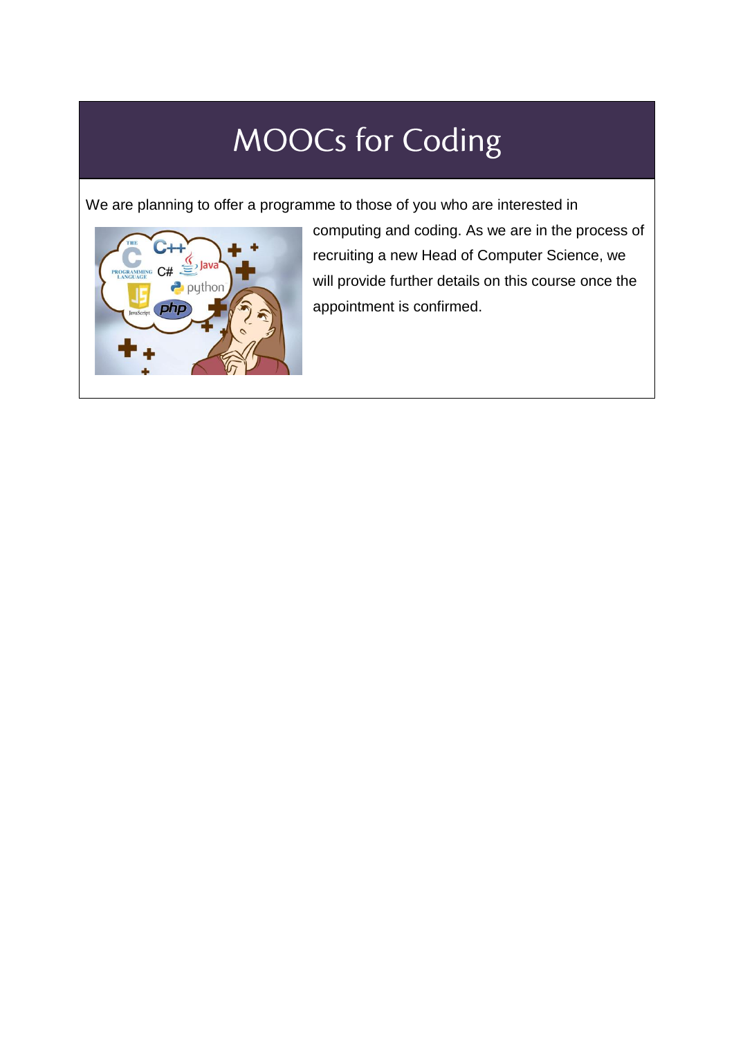# MOOCs for Coding

We are planning to offer a programme to those of you who are interested in computing and coding. As we are in the process of recruiting a new Head of Computer Science, we will provide further details on this course once the appointment is confirmed.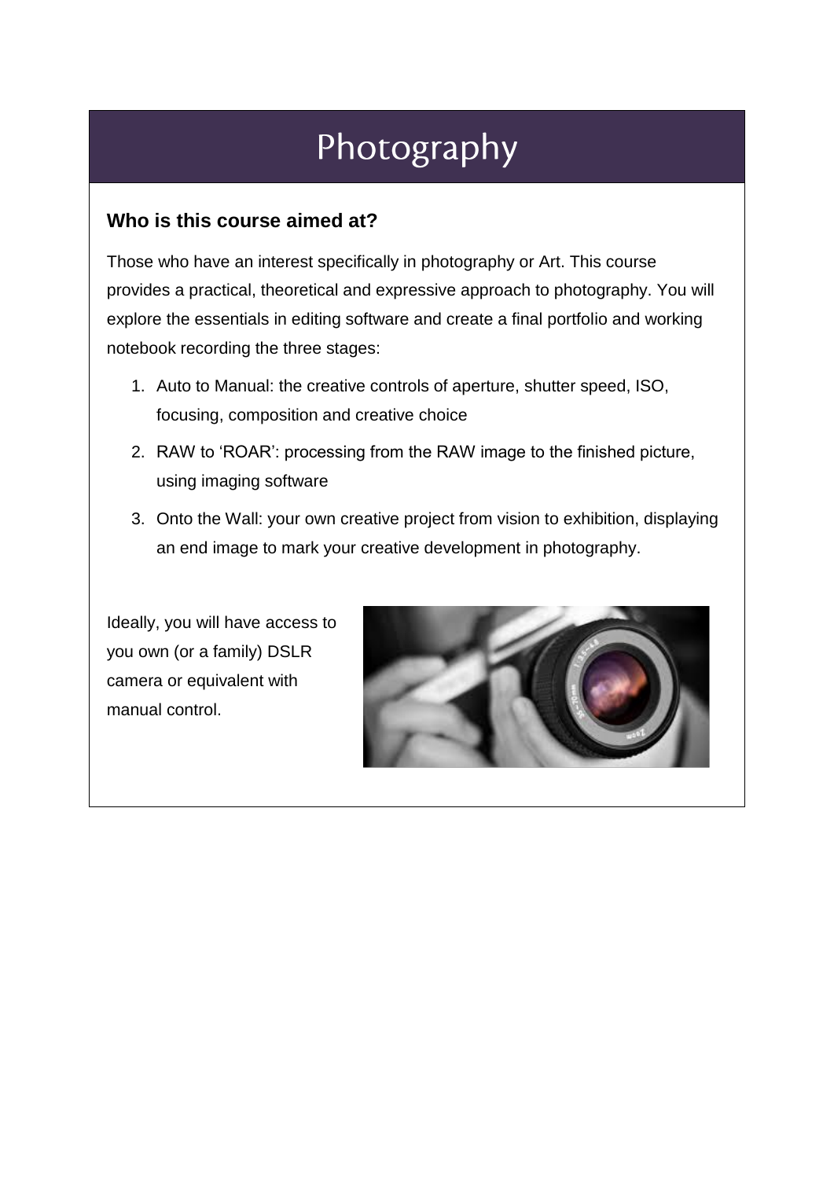# Photography

### Who is this course aimed at?

Those who have an interest specifically in photography or Art. This course provides a practical, theoretical and expressive approach to photography. You will explore the essentials in editing software and create a final portfolio and working notebook recording the three stages:

1. Auto to Manual: the creative controls of aperture, shutter speed, ISO, focusing, composition and creative choice
2. RAW to 'ROAR': processing from the RAW image to the finished picture, using imaging software
3. Onto the Wall: your own creative project from vision to exhibition, displaying an end image to mark your creative development in photography.

Ideally, you will have access to you own (or a family) DSLR camera or equivalent with manual control.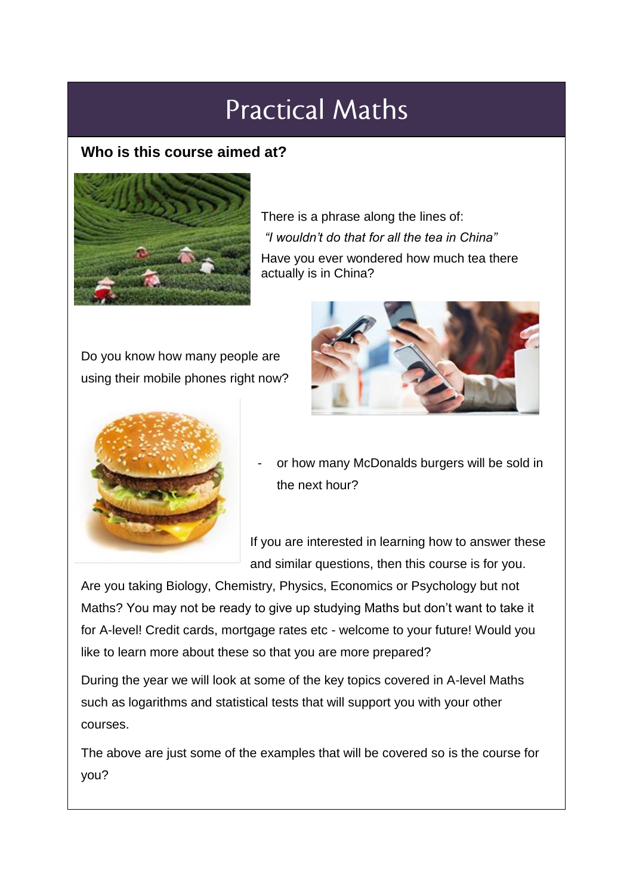# Practical Maths

### Who is this course aimed at?

There is a phrase along the lines of:

*"I wouldn't do that for all the tea in China"*

Have you ever wondered how much tea there actually is in China?

Do you know how many people are using their mobile phones right now?

- or how many McDonalds burgers will be sold in the next hour?

If you are interested in learning how to answer these and similar questions, then this course is for you.

Are you taking Biology, Chemistry, Physics, Economics or Psychology but not Maths? You may not be ready to give up studying Maths but don't want to take it for A-level! Credit cards, mortgage rates etc - welcome to your future! Would you like to learn more about these so that you are more prepared?

During the year we will look at some of the key topics covered in A-level Maths such as logarithms and statistical tests that will support you with your other courses.

The above are just some of the examples that will be covered so is the course for you?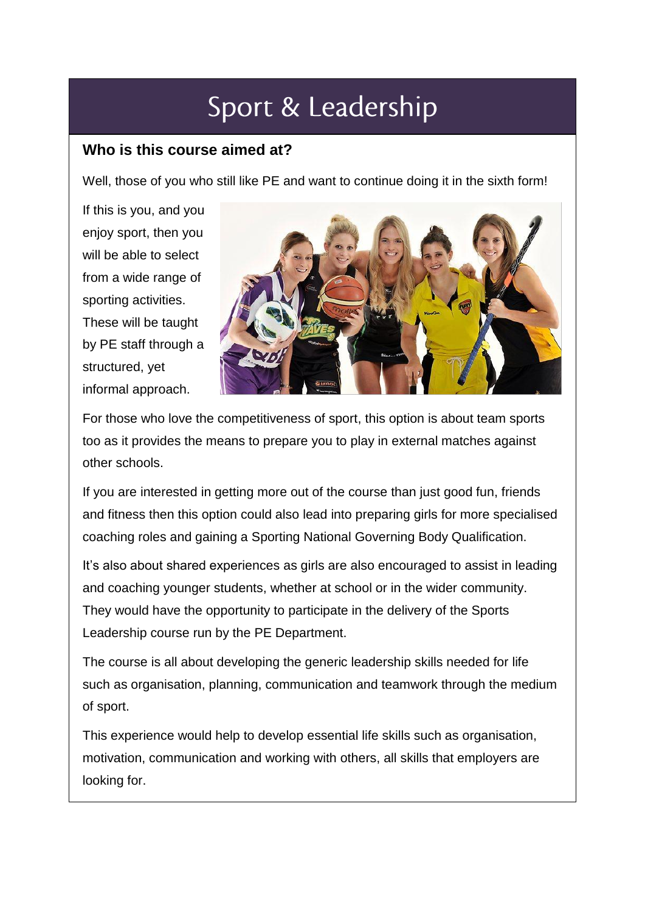# Sport & Leadership

### Who is this course aimed at?

Well, those of you who still like PE and want to continue doing it in the sixth form!

If this is you, and you enjoy sport, then you will be able to select from a wide range of sporting activities. These will be taught by PE staff through a structured, yet informal approach.

For those who love the competitiveness of sport, this option is about team sports too as it provides the means to prepare you to play in external matches against other schools.

If you are interested in getting more out of the course than just good fun, friends and fitness then this option could also lead into preparing girls for more specialised coaching roles and gaining a Sporting National Governing Body Qualification.

It's also about shared experiences as girls are also encouraged to assist in leading and coaching younger students, whether at school or in the wider community. They would have the opportunity to participate in the delivery of the Sports Leadership course run by the PE Department.

The course is all about developing the generic leadership skills needed for life such as organisation, planning, communication and teamwork through the medium of sport.

This experience would help to develop essential life skills such as organisation, motivation, communication and working with others, all skills that employers are looking for.